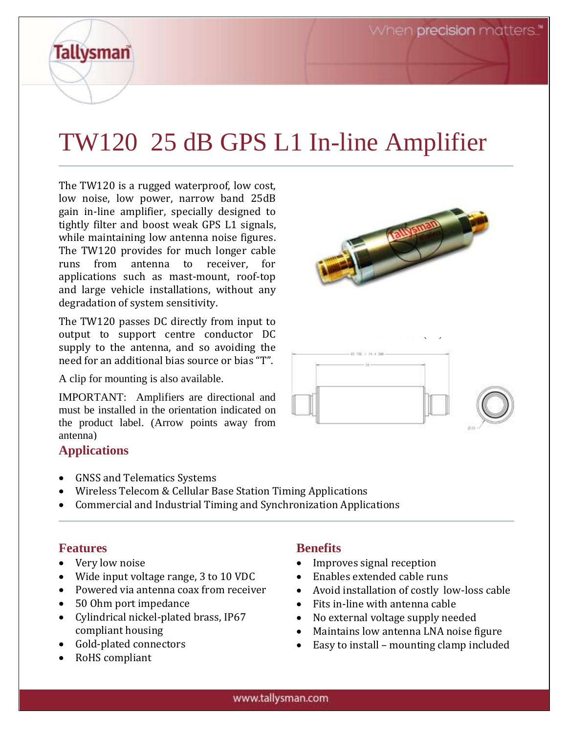# TW120 25 dB GPS L1 In-line Amplifier

The TW120 is a rugged waterproof, low cost, low noise, low power, narrow band 25dB gain in-line amplifier, specially designed to tightly filter and boost weak GPS L1 signals, while maintaining low antenna noise figures. The TW120 provides for much longer cable runs from antenna to receiver, for applications such as mast-mount, roof-top and large vehicle installations, without any degradation of system sensitivity.

The TW120 passes DC directly from input to output to support centre conductor DC supply to the antenna, and so avoiding the need for an additional bias source or bias "T".

A clip for mounting is also available.

IMPORTANT: Amplifiers are directional and must be installed in the orientation indicated on the product label. (Arrow points away from antenna)

## Applications

- GNSS and Telematics Systems
- Wireless Telecom & Cellular Base Station Timing Applications
- Commercial and Industrial Timing and Synchronization Applications

## Features

- Very low noise
- Wide input voltage range, 3 to 10 VDC
- Powered via antenna coax from receiver
- 50 Ohm port impedance
- Cylindrical nickel-plated brass, IP67 compliant housing
- Gold-plated connectors
- RoHS compliant

## Benefits

- Improves signal reception
- Enables extended cable runs
- Avoid installation of costly low-loss cable
- Fits in-line with antenna cable
- No external voltage supply needed
- Maintains low antenna LNA noise figure
- Easy to install – mounting clamp included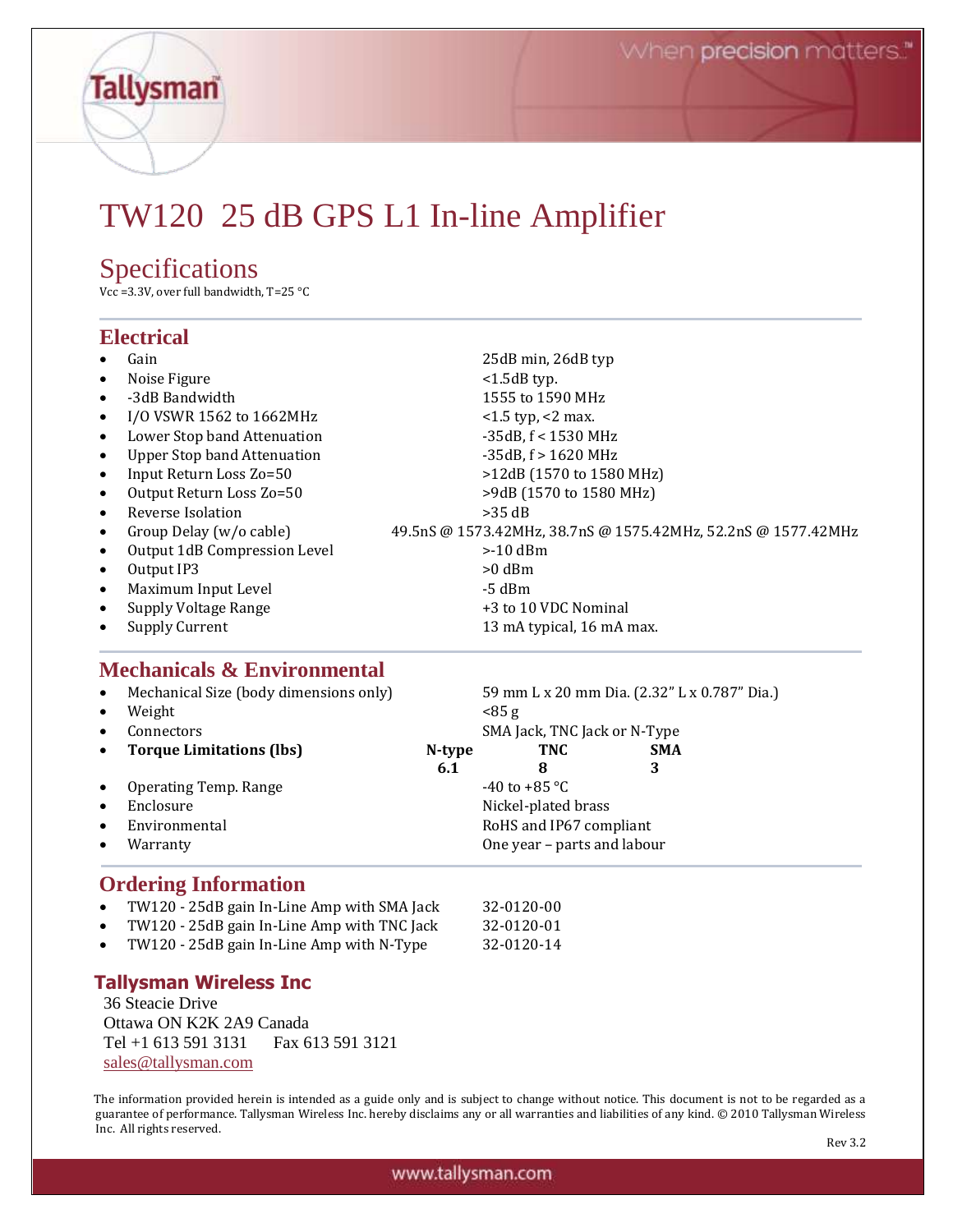# TW120 25 dB GPS L1 In-line Amplifier

## Specifications

Vcc =3.3V, over full bandwidth, T=25 °C

### Electrical

- Gain — 25dB min, 26dB typ
- Noise Figure — <1.5dB typ.
- -3dB Bandwidth — 1555 to 1590 MHz
- I/O VSWR 1562 to 1662MHz — <1.5 typ, <2 max.
- Lower Stop band Attenuation — -35dB, f < 1530 MHz
- Upper Stop band Attenuation — -35dB, f > 1620 MHz
- Input Return Loss Zo=50 — >12dB (1570 to 1580 MHz)
- Output Return Loss Zo=50 — >9dB (1570 to 1580 MHz)
- Reverse Isolation — >35 dB
- Group Delay (w/o cable) — 49.5nS @ 1573.42MHz, 38.7nS @ 1575.42MHz, 52.2nS @ 1577.42MHz
- Output 1dB Compression Level — >-10 dBm
- Output IP3 — >0 dBm
- Maximum Input Level — -5 dBm
- Supply Voltage Range — +3 to 10 VDC Nominal
- Supply Current — 13 mA typical, 16 mA max.

### Mechanicals & Environmental

- Mechanical Size (body dimensions only) — 59 mm L x 20 mm Dia. (2.32" L x 0.787" Dia.)
- Weight — <85 g
- Connectors — SMA Jack, TNC Jack or N-Type
- **Torque Limitations (lbs)**

| N-type | TNC | SMA |
|---|---|---|
| **6.1** | **8** | **3** |

- Operating Temp. Range — -40 to +85 °C
- Enclosure — Nickel-plated brass
- Environmental — RoHS and IP67 compliant
- Warranty — One year – parts and labour

### Ordering Information

- TW120 - 25dB gain In-Line Amp with SMA Jack — 32-0120-00
- TW120 - 25dB gain In-Line Amp with TNC Jack — 32-0120-01
- TW120 - 25dB gain In-Line Amp with N-Type — 32-0120-14

### Tallysman Wireless Inc

36 Steacie Drive
Ottawa ON K2K 2A9 Canada
Tel +1 613 591 3131 Fax 613 591 3121
sales@tallysman.com

The information provided herein is intended as a guide only and is subject to change without notice. This document is not to be regarded as a guarantee of performance. Tallysman Wireless Inc. hereby disclaims any or all warranties and liabilities of any kind. © 2010 Tallysman Wireless Inc. All rights reserved.

Rev 3.2